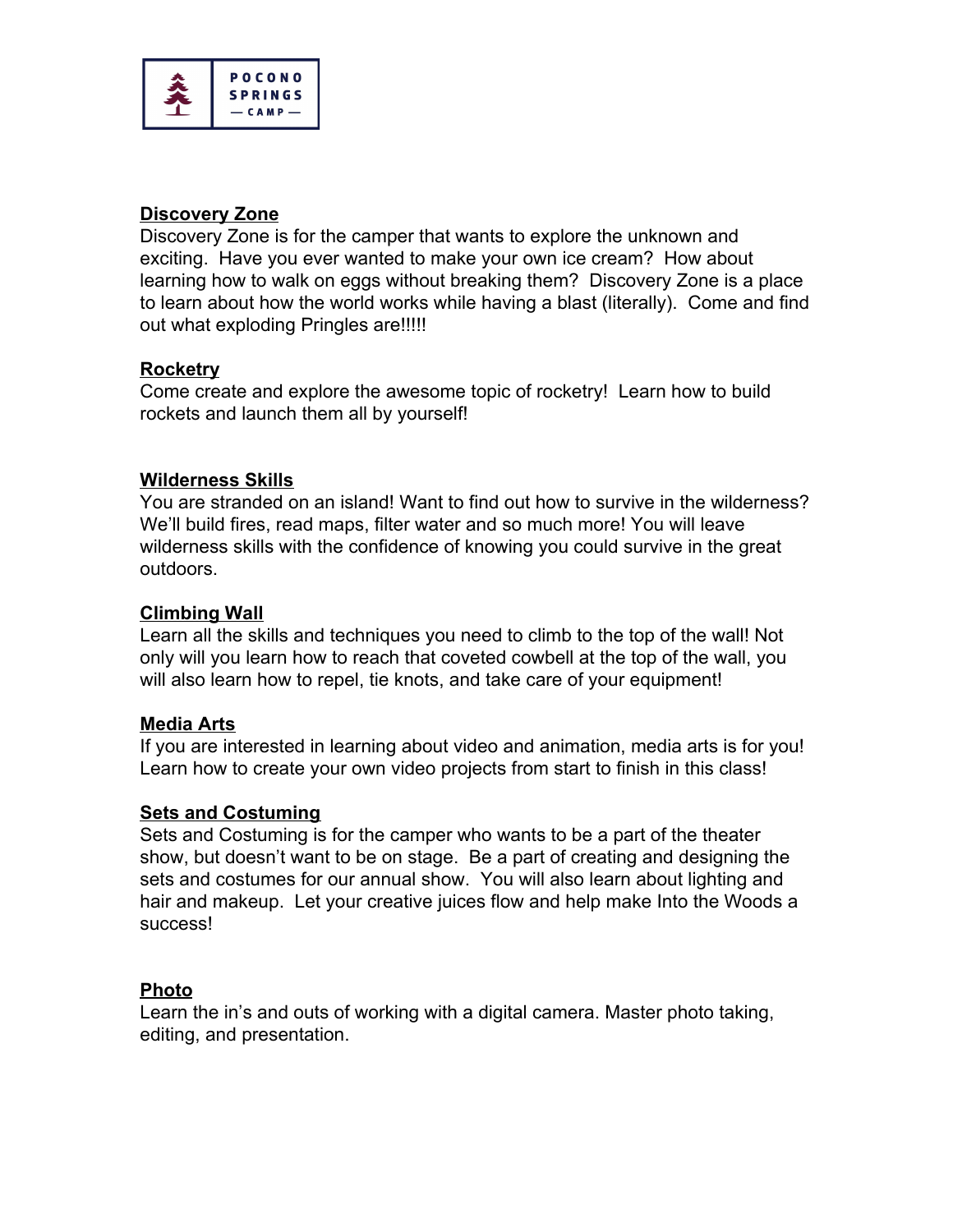POCONO SPRINGS — CAMP —

**Discovery Zone**

Discovery Zone is for the camper that wants to explore the unknown and exciting. Have you ever wanted to make your own ice cream? How about learning how to walk on eggs without breaking them? Discovery Zone is a place to learn about how the world works while having a blast (literally). Come and find out what exploding Pringles are!!!!!

**Rocketry**

Come create and explore the awesome topic of rocketry! Learn how to build rockets and launch them all by yourself!

**Wilderness Skills**

You are stranded on an island! Want to find out how to survive in the wilderness? We'll build fires, read maps, filter water and so much more! You will leave wilderness skills with the confidence of knowing you could survive in the great outdoors.

**Climbing Wall**

Learn all the skills and techniques you need to climb to the top of the wall! Not only will you learn how to reach that coveted cowbell at the top of the wall, you will also learn how to repel, tie knots, and take care of your equipment!

**Media Arts**

If you are interested in learning about video and animation, media arts is for you! Learn how to create your own video projects from start to finish in this class!

**Sets and Costuming**

Sets and Costuming is for the camper who wants to be a part of the theater show, but doesn't want to be on stage. Be a part of creating and designing the sets and costumes for our annual show. You will also learn about lighting and hair and makeup. Let your creative juices flow and help make Into the Woods a success!

**Photo**

Learn the in's and outs of working with a digital camera. Master photo taking, editing, and presentation.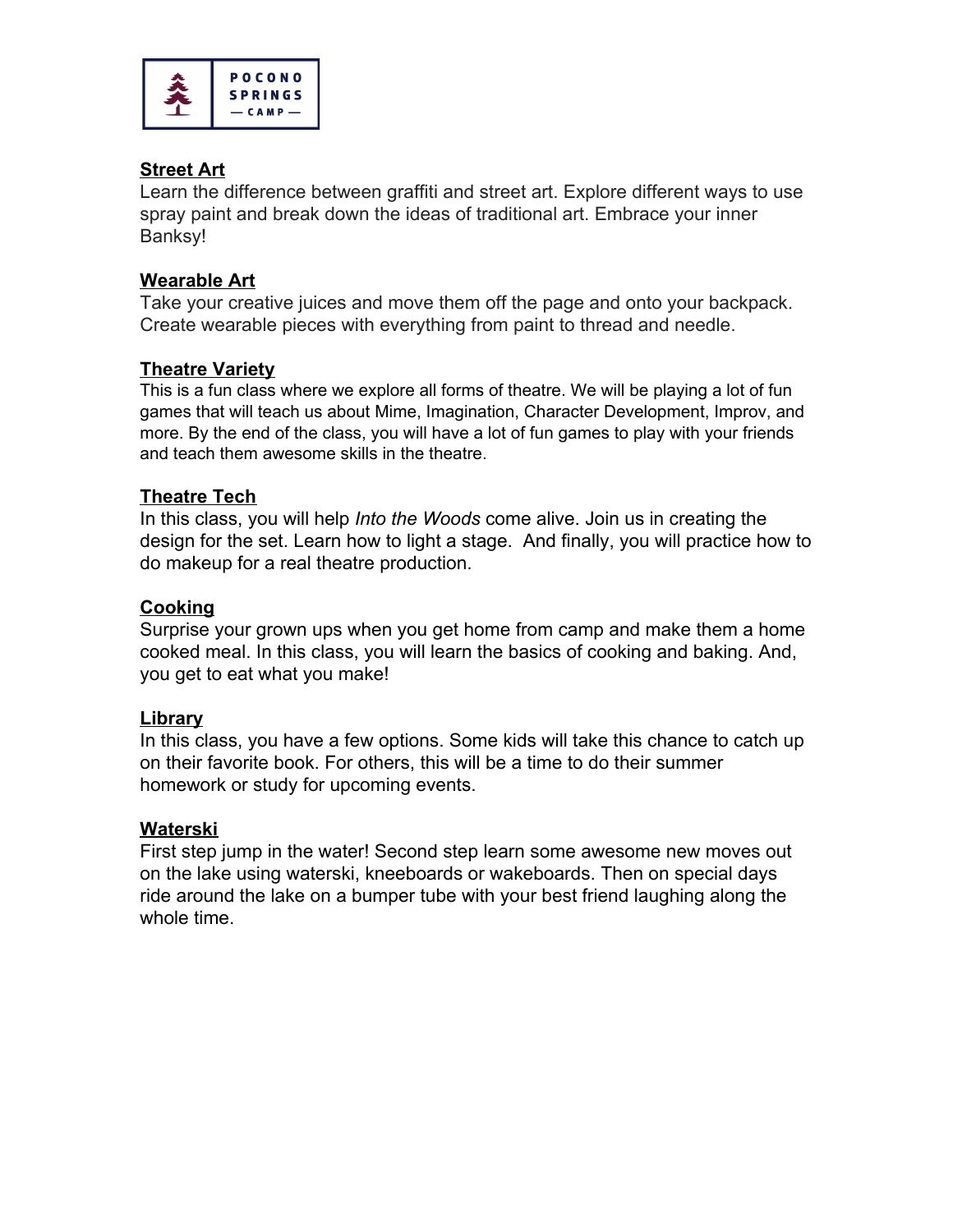**Street Art**

Learn the difference between graffiti and street art. Explore different ways to use spray paint and break down the ideas of traditional art. Embrace your inner Banksy!

**Wearable Art**

Take your creative juices and move them off the page and onto your backpack. Create wearable pieces with everything from paint to thread and needle.

**Theatre Variety**

This is a fun class where we explore all forms of theatre. We will be playing a lot of fun games that will teach us about Mime, Imagination, Character Development, Improv, and more. By the end of the class, you will have a lot of fun games to play with your friends and teach them awesome skills in the theatre.

**Theatre Tech**

In this class, you will help *Into the Woods* come alive. Join us in creating the design for the set. Learn how to light a stage. And finally, you will practice how to do makeup for a real theatre production.

**Cooking**

Surprise your grown ups when you get home from camp and make them a home cooked meal. In this class, you will learn the basics of cooking and baking. And, you get to eat what you make!

**Library**

In this class, you have a few options. Some kids will take this chance to catch up on their favorite book. For others, this will be a time to do their summer homework or study for upcoming events.

**Waterski**

First step jump in the water! Second step learn some awesome new moves out on the lake using waterski, kneeboards or wakeboards. Then on special days ride around the lake on a bumper tube with your best friend laughing along the whole time.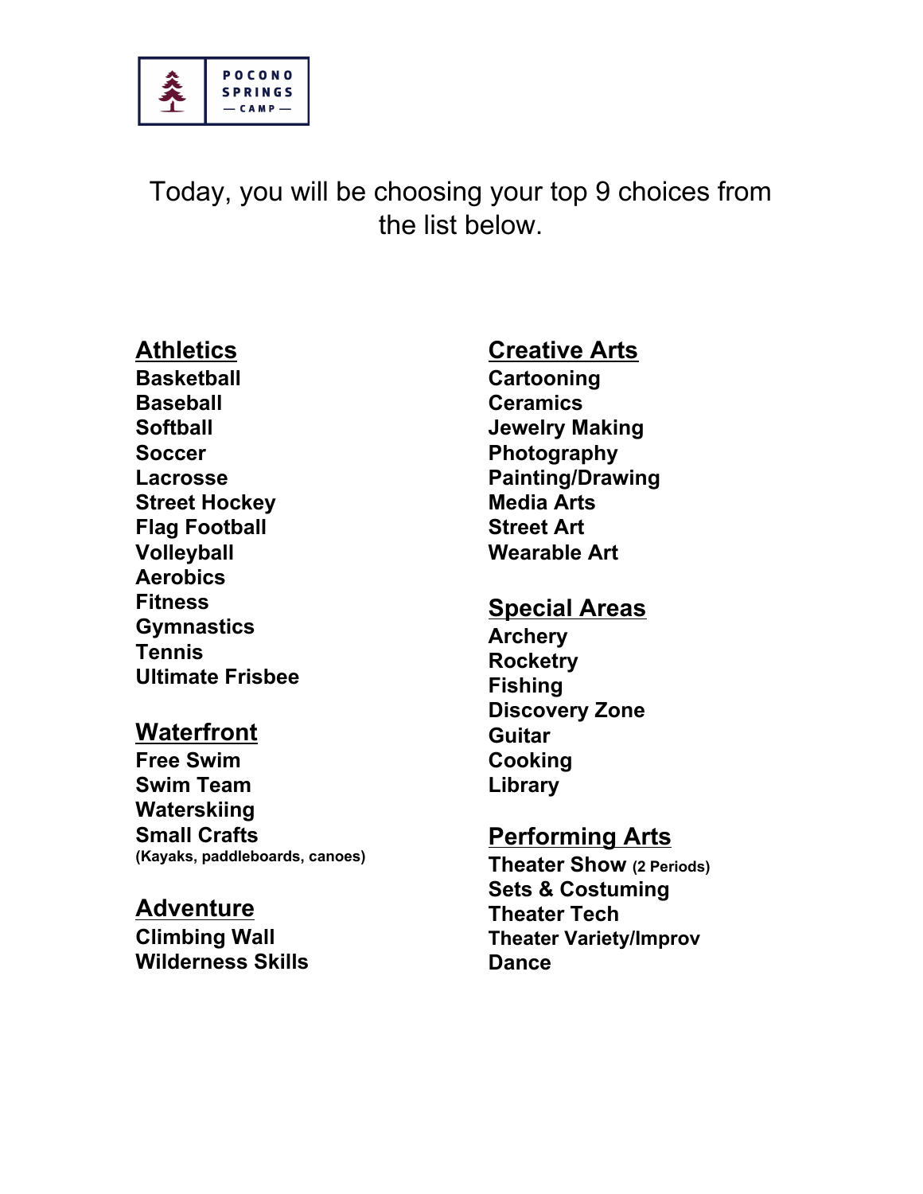POCONO SPRINGS — CAMP —

Today, you will be choosing your top 9 choices from the list below.

## Athletics

**Basketball**
**Baseball**
**Softball**
**Soccer**
**Lacrosse**
**Street Hockey**
**Flag Football**
**Volleyball**
**Aerobics**
**Fitness**
**Gymnastics**
**Tennis**
**Ultimate Frisbee**

## Waterfront

**Free Swim**
**Swim Team**
**Waterskiing**
**Small Crafts**
**(Kayaks, paddleboards, canoes)**

## Adventure

**Climbing Wall**
**Wilderness Skills**

## Creative Arts

**Cartooning**
**Ceramics**
**Jewelry Making**
**Photography**
**Painting/Drawing**
**Media Arts**
**Street Art**
**Wearable Art**

## Special Areas

**Archery**
**Rocketry**
**Fishing**
**Discovery Zone**
**Guitar**
**Cooking**
**Library**

## Performing Arts

**Theater Show (2 Periods)**
**Sets & Costuming**
**Theater Tech**
**Theater Variety/Improv**
**Dance**